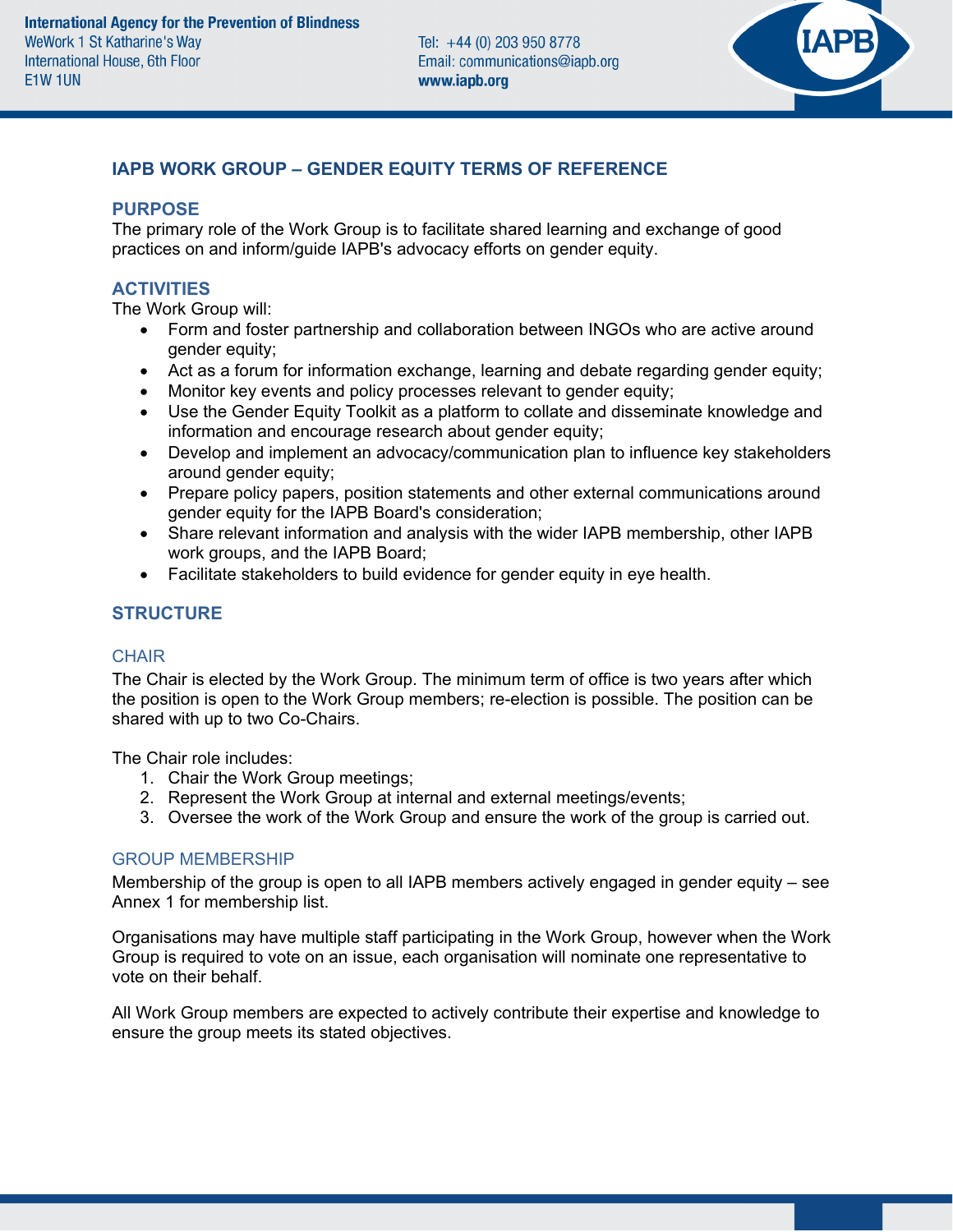International Agency for the Prevention of Blindness
WeWork 1 St Katharine's Way
International House, 6th Floor
E1W 1UN

Tel: +44 (0) 203 950 8778
Email: communications@iapb.org
**www.iapb.org**

# IAPB WORK GROUP – GENDER EQUITY TERMS OF REFERENCE

## PURPOSE

The primary role of the Work Group is to facilitate shared learning and exchange of good practices on and inform/guide IAPB's advocacy efforts on gender equity.

## ACTIVITIES

The Work Group will:

- Form and foster partnership and collaboration between INGOs who are active around gender equity;
- Act as a forum for information exchange, learning and debate regarding gender equity;
- Monitor key events and policy processes relevant to gender equity;
- Use the Gender Equity Toolkit as a platform to collate and disseminate knowledge and information and encourage research about gender equity;
- Develop and implement an advocacy/communication plan to influence key stakeholders around gender equity;
- Prepare policy papers, position statements and other external communications around gender equity for the IAPB Board's consideration;
- Share relevant information and analysis with the wider IAPB membership, other IAPB work groups, and the IAPB Board;
- Facilitate stakeholders to build evidence for gender equity in eye health.

## STRUCTURE

### CHAIR

The Chair is elected by the Work Group. The minimum term of office is two years after which the position is open to the Work Group members; re-election is possible. The position can be shared with up to two Co-Chairs.

The Chair role includes:

1. Chair the Work Group meetings;
2. Represent the Work Group at internal and external meetings/events;
3. Oversee the work of the Work Group and ensure the work of the group is carried out.

### GROUP MEMBERSHIP

Membership of the group is open to all IAPB members actively engaged in gender equity – see Annex 1 for membership list.

Organisations may have multiple staff participating in the Work Group, however when the Work Group is required to vote on an issue, each organisation will nominate one representative to vote on their behalf.

All Work Group members are expected to actively contribute their expertise and knowledge to ensure the group meets its stated objectives.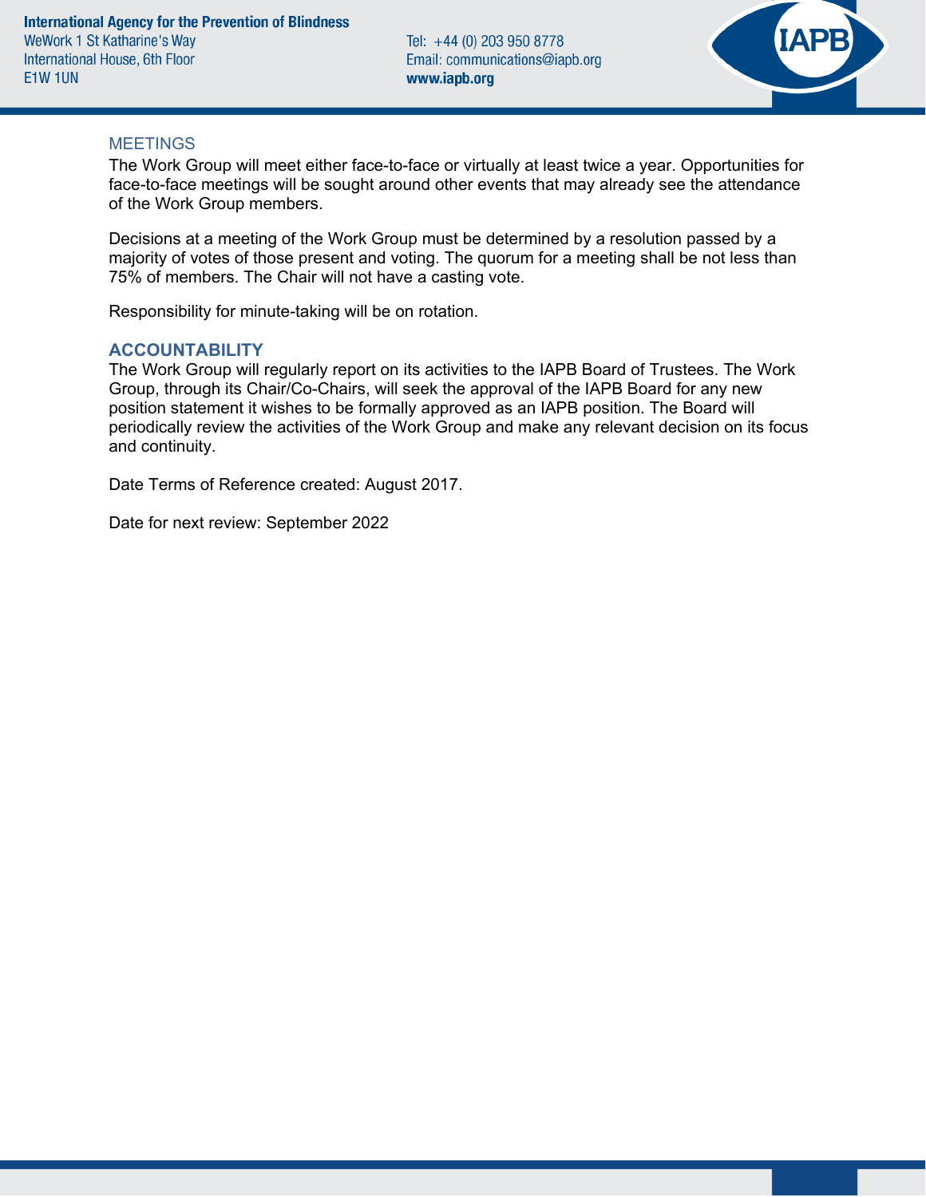## MEETINGS

The Work Group will meet either face-to-face or virtually at least twice a year. Opportunities for face-to-face meetings will be sought around other events that may already see the attendance of the Work Group members.

Decisions at a meeting of the Work Group must be determined by a resolution passed by a majority of votes of those present and voting. The quorum for a meeting shall be not less than 75% of members. The Chair will not have a casting vote.

Responsibility for minute-taking will be on rotation.

## ACCOUNTABILITY

The Work Group will regularly report on its activities to the IAPB Board of Trustees. The Work Group, through its Chair/Co-Chairs, will seek the approval of the IAPB Board for any new position statement it wishes to be formally approved as an IAPB position. The Board will periodically review the activities of the Work Group and make any relevant decision on its focus and continuity.

Date Terms of Reference created: August 2017.

Date for next review: September 2022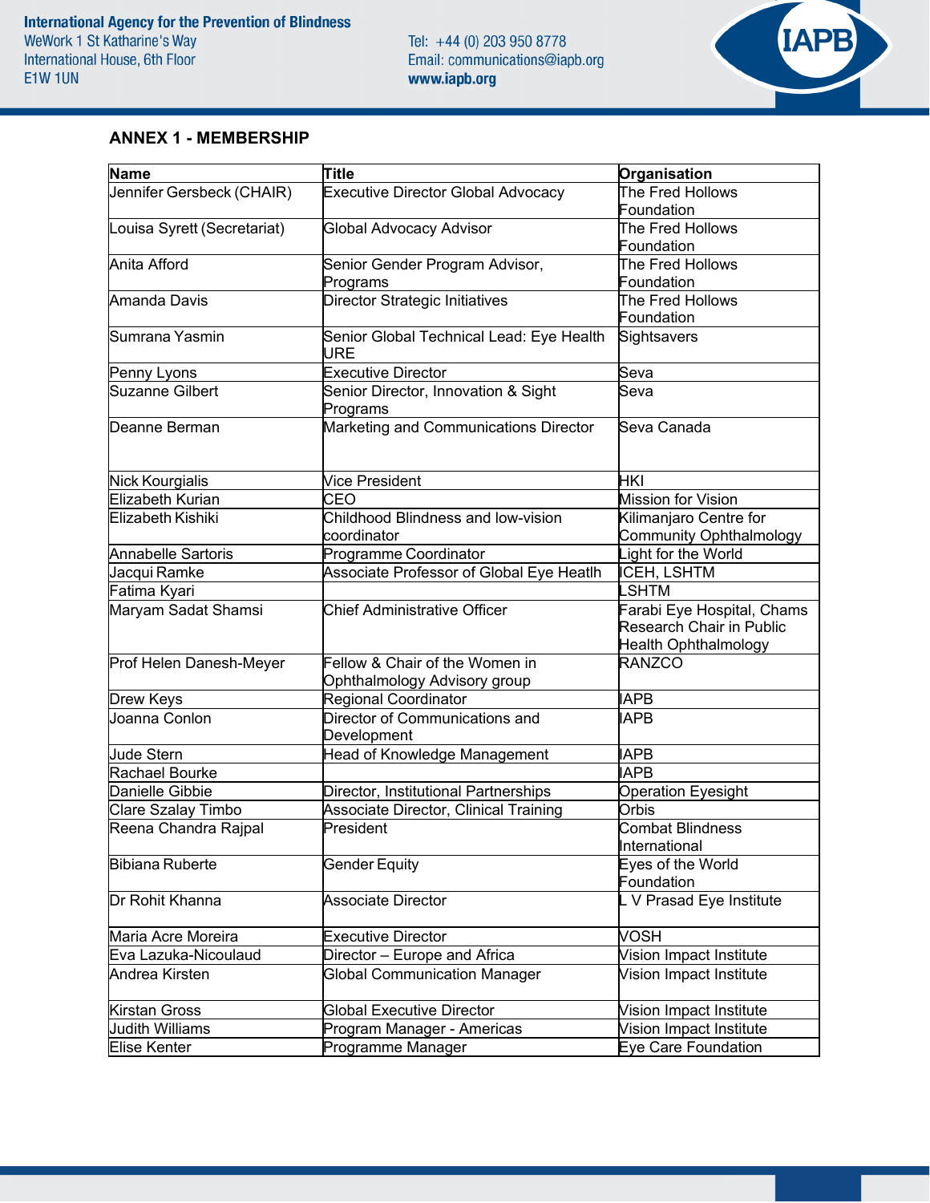## ANNEX 1 - MEMBERSHIP

| Name | Title | Organisation |
|---|---|---|
| Jennifer Gersbeck (CHAIR) | Executive Director Global Advocacy | The Fred Hollows Foundation |
| Louisa Syrett (Secretariat) | Global Advocacy Advisor | The Fred Hollows Foundation |
| Anita Afford | Senior Gender Program Advisor, Programs | The Fred Hollows Foundation |
| Amanda Davis | Director Strategic Initiatives | The Fred Hollows Foundation |
| Sumrana Yasmin | Senior Global Technical Lead: Eye Health URE | Sightsavers |
| Penny Lyons | Executive Director | Seva |
| Suzanne Gilbert | Senior Director, Innovation & Sight Programs | Seva |
| Deanne Berman | Marketing and Communications Director | Seva Canada |
| Nick Kourgialis | Vice President | HKI |
| Elizabeth Kurian | CEO | Mission for Vision |
| Elizabeth Kishiki | Childhood Blindness and low-vision coordinator | Kilimanjaro Centre for Community Ophthalmology |
| Annabelle Sartoris | Programme Coordinator | Light for the World |
| Jacqui Ramke | Associate Professor of Global Eye Heatlh | ICEH, LSHTM |
| Fatima Kyari | | LSHTM |
| Maryam Sadat Shamsi | Chief Administrative Officer | Farabi Eye Hospital, Chams Research Chair in Public Health Ophthalmology |
| Prof Helen Danesh-Meyer | Fellow & Chair of the Women in Ophthalmology Advisory group | RANZCO |
| Drew Keys | Regional Coordinator | IAPB |
| Joanna Conlon | Director of Communications and Development | IAPB |
| Jude Stern | Head of Knowledge Management | IAPB |
| Rachael Bourke | | IAPB |
| Danielle Gibbie | Director, Institutional Partnerships | Operation Eyesight |
| Clare Szalay Timbo | Associate Director, Clinical Training | Orbis |
| Reena Chandra Rajpal | President | Combat Blindness International |
| Bibiana Ruberte | Gender Equity | Eyes of the World Foundation |
| Dr Rohit Khanna | Associate Director | L V Prasad Eye Institute |
| Maria Acre Moreira | Executive Director | VOSH |
| Eva Lazuka-Nicoulaud | Director – Europe and Africa | Vision Impact Institute |
| Andrea Kirsten | Global Communication Manager | Vision Impact Institute |
| Kirstan Gross | Global Executive Director | Vision Impact Institute |
| Judith Williams | Program Manager - Americas | Vision Impact Institute |
| Elise Kenter | Programme Manager | Eye Care Foundation |